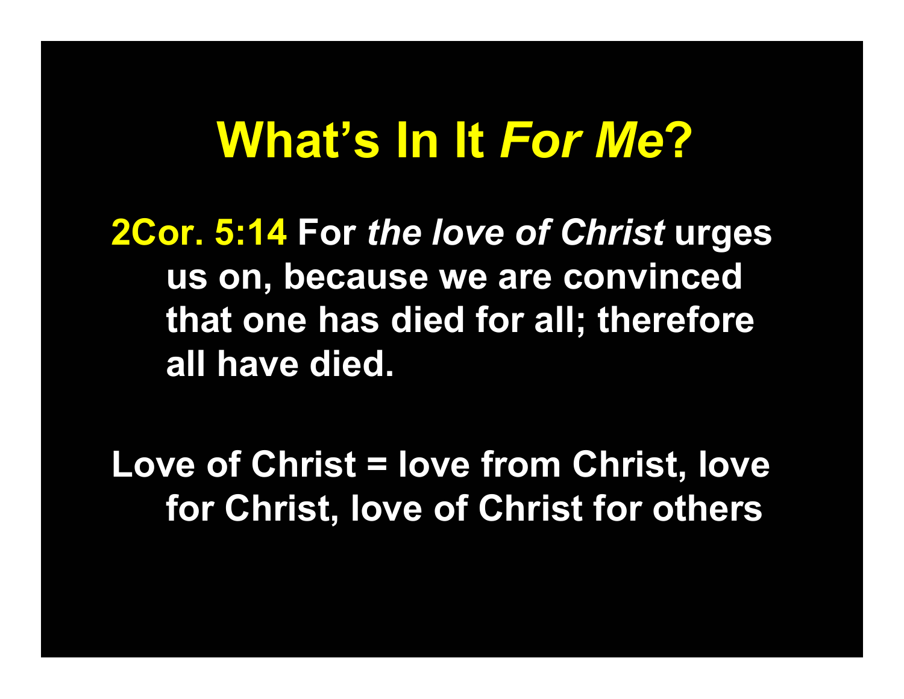# What's In It *For Me*?

**2Cor. 5:14 For *the love of Christ* urges us on, because we are convinced that one has died for all; therefore all have died.**

**Love of Christ = love from Christ, love for Christ, love of Christ for others**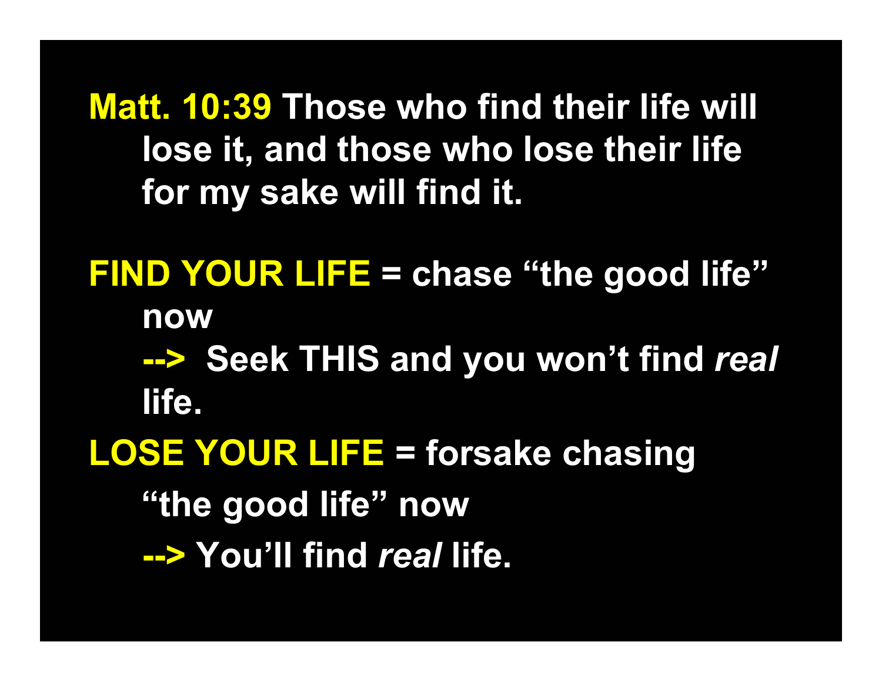**Matt. 10:39** Those who find their life will lose it, and those who lose their life for my sake will find it.

**FIND YOUR LIFE** = chase "the good life" now

--> Seek THIS and you won't find *real* life.

**LOSE YOUR LIFE** = forsake chasing "the good life" now

--> You'll find *real* life.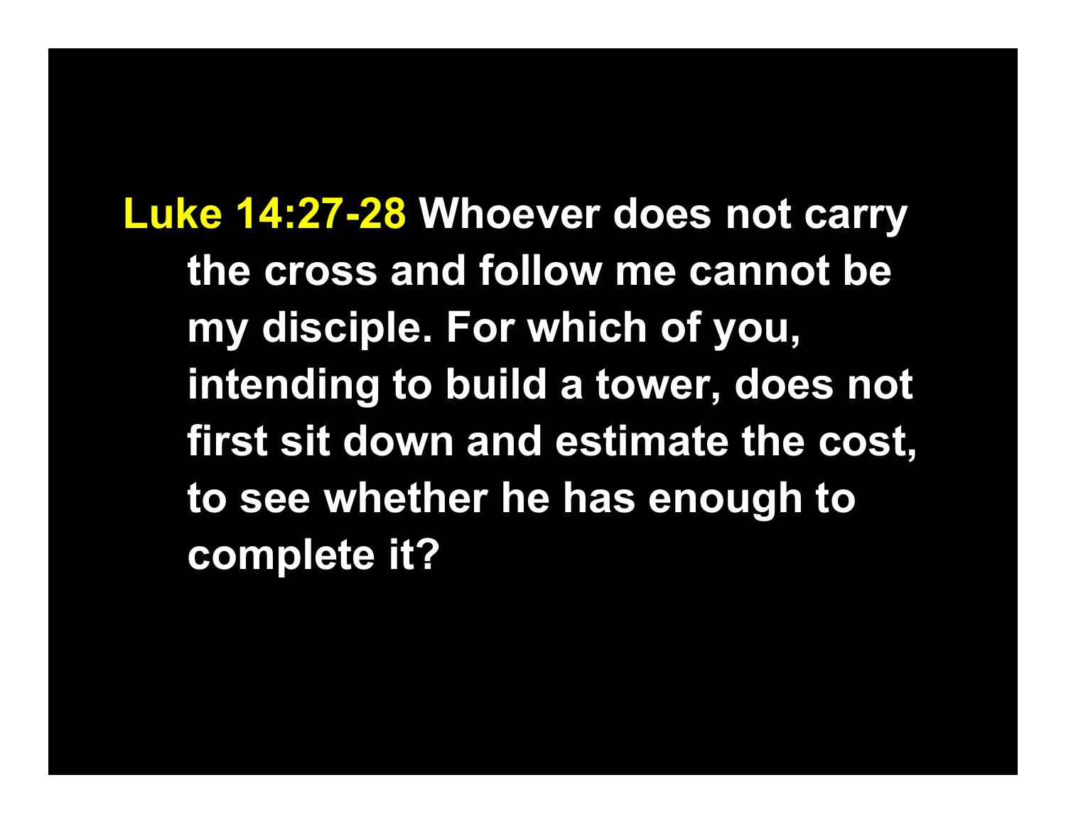**Luke 14:27-28** Whoever does not carry the cross and follow me cannot be my disciple. For which of you, intending to build a tower, does not first sit down and estimate the cost, to see whether he has enough to complete it?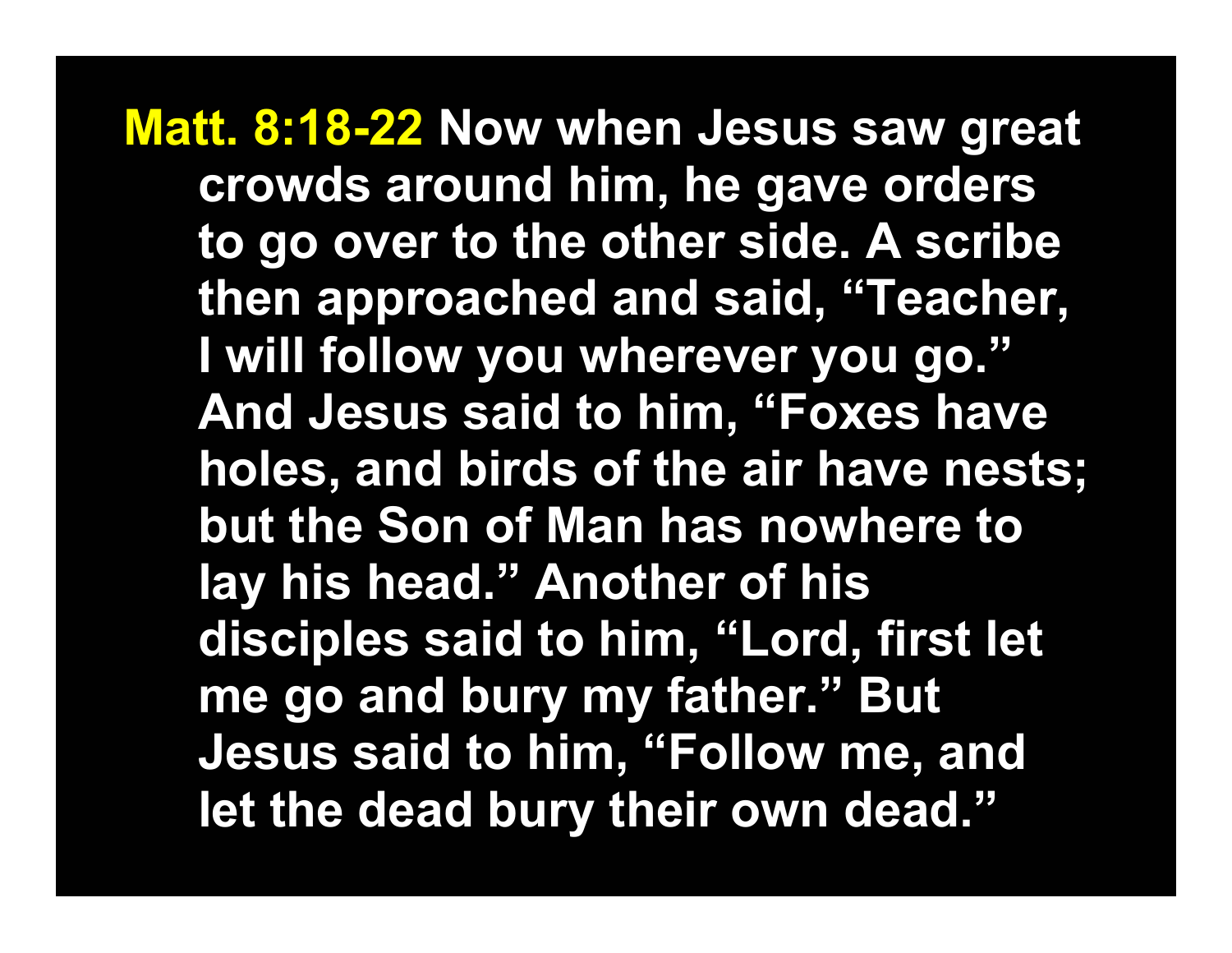**Matt. 8:18-22** Now when Jesus saw great crowds around him, he gave orders to go over to the other side. A scribe then approached and said, “Teacher, I will follow you wherever you go.” And Jesus said to him, “Foxes have holes, and birds of the air have nests; but the Son of Man has nowhere to lay his head.” Another of his disciples said to him, “Lord, first let me go and bury my father.” But Jesus said to him, “Follow me, and let the dead bury their own dead.”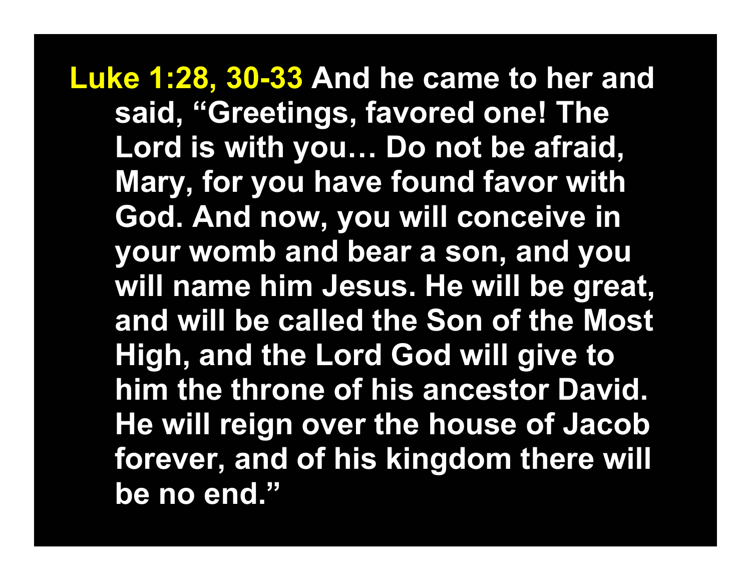**Luke 1:28, 30-33** And he came to her and said, “Greetings, favored one! The Lord is with you… Do not be afraid, Mary, for you have found favor with God. And now, you will conceive in your womb and bear a son, and you will name him Jesus. He will be great, and will be called the Son of the Most High, and the Lord God will give to him the throne of his ancestor David. He will reign over the house of Jacob forever, and of his kingdom there will be no end.”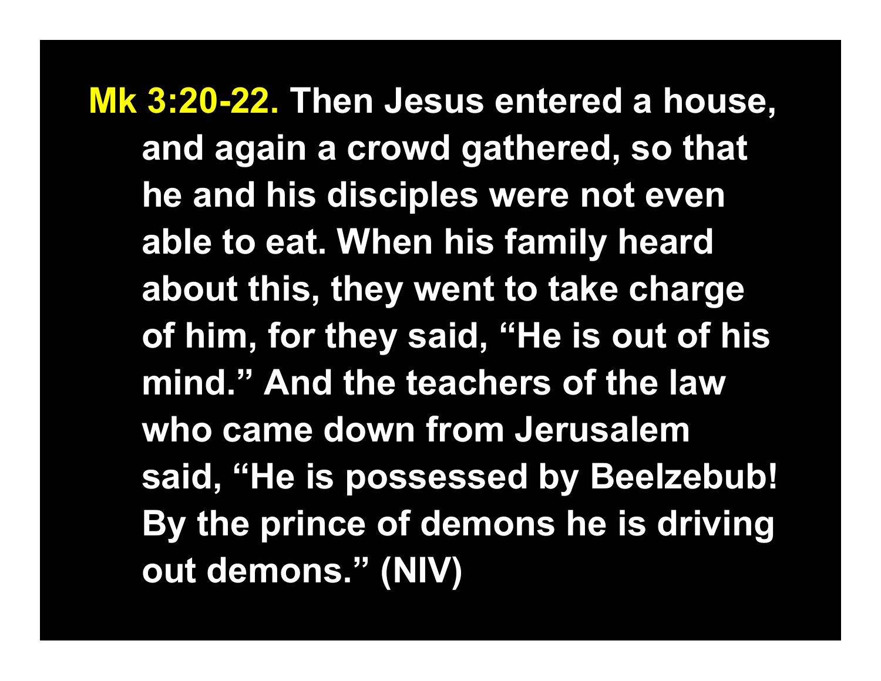**Mk 3:20-22.** Then Jesus entered a house, and again a crowd gathered, so that he and his disciples were not even able to eat. When his family heard about this, they went to take charge of him, for they said, "He is out of his mind." And the teachers of the law who came down from Jerusalem said, "He is possessed by Beelzebub! By the prince of demons he is driving out demons." (NIV)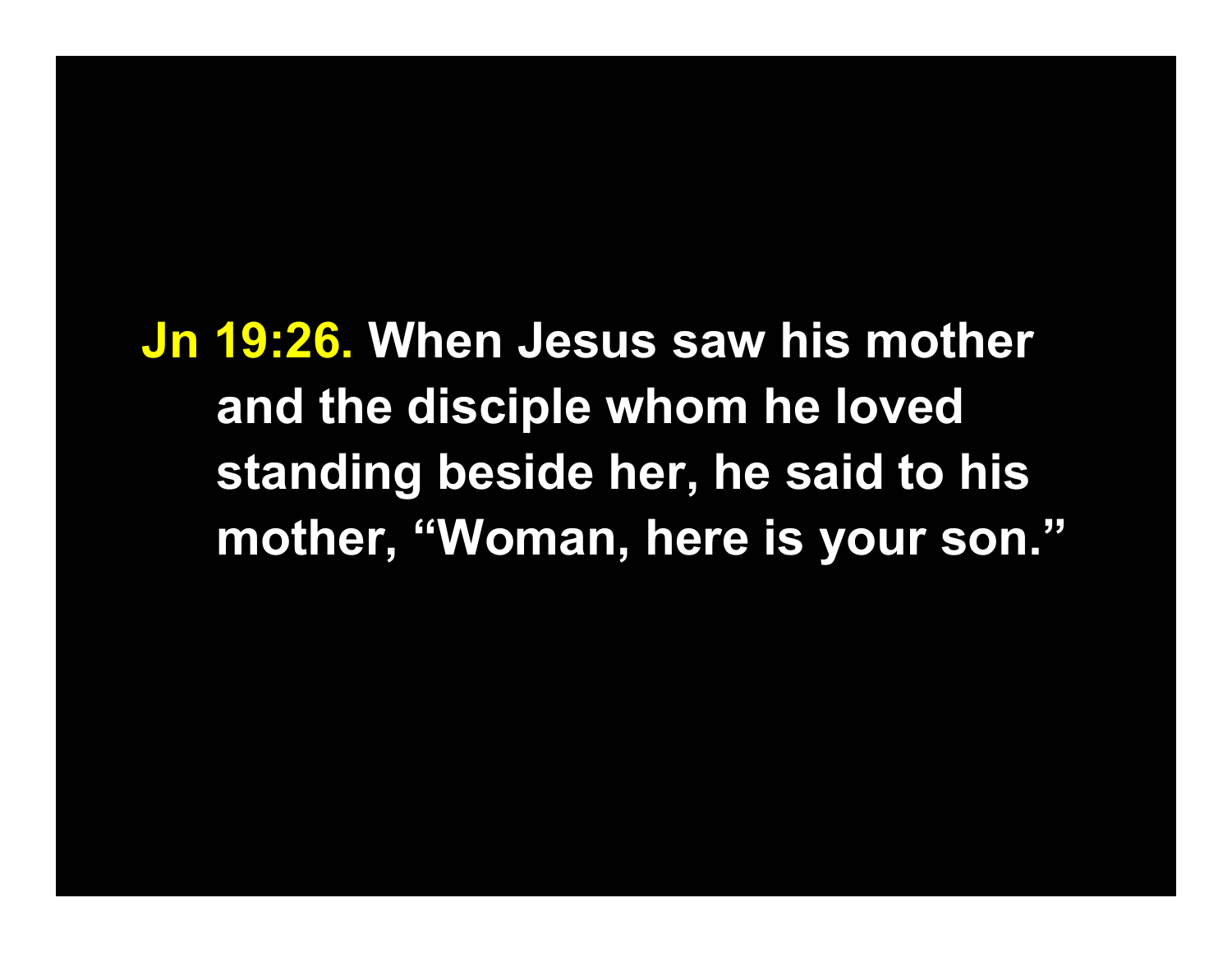**Jn 19:26.** When Jesus saw his mother and the disciple whom he loved standing beside her, he said to his mother, “Woman, here is your son.”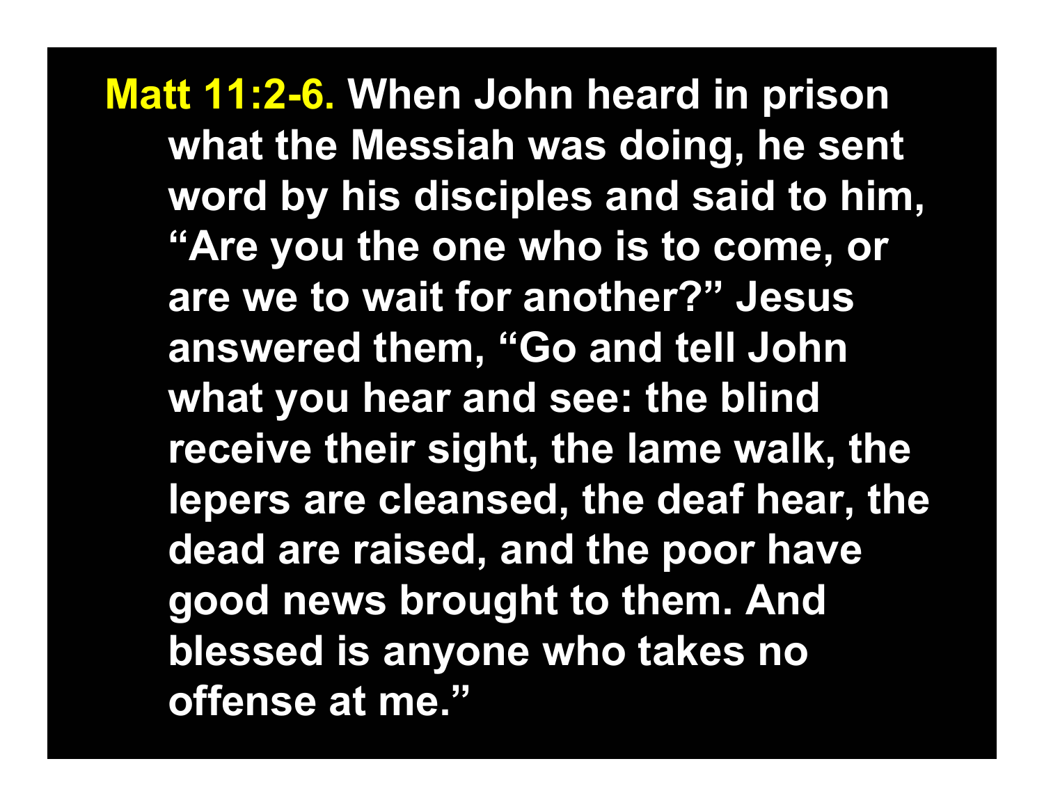**Matt 11:2-6.** When John heard in prison what the Messiah was doing, he sent word by his disciples and said to him, “Are you the one who is to come, or are we to wait for another?” Jesus answered them, “Go and tell John what you hear and see: the blind receive their sight, the lame walk, the lepers are cleansed, the deaf hear, the dead are raised, and the poor have good news brought to them. And blessed is anyone who takes no offense at me.”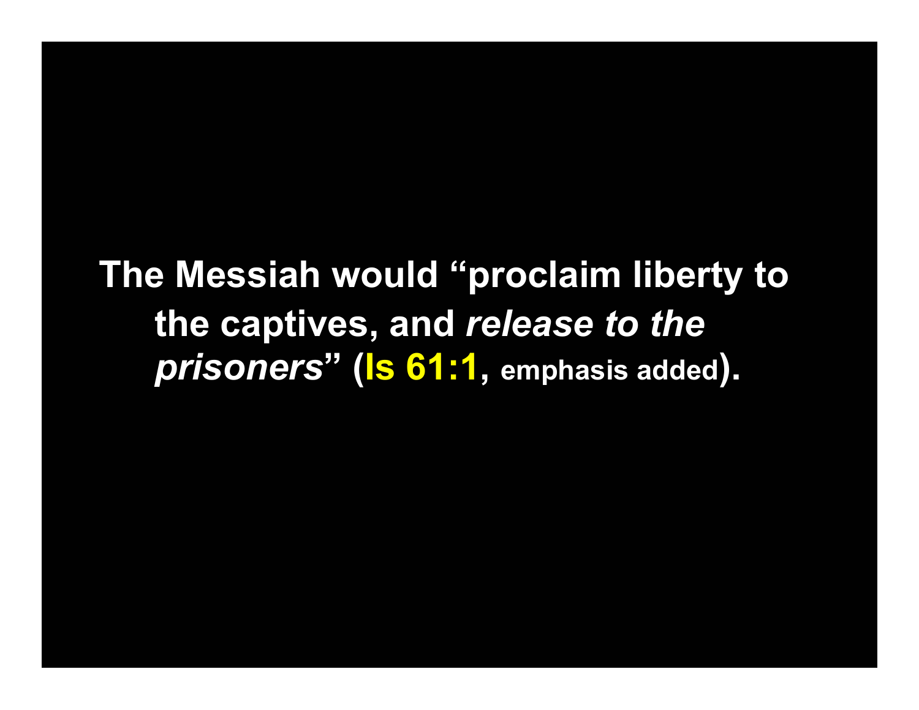**The Messiah would "proclaim liberty to the captives, and *release to the prisoners*" (Is 61:1, emphasis added).**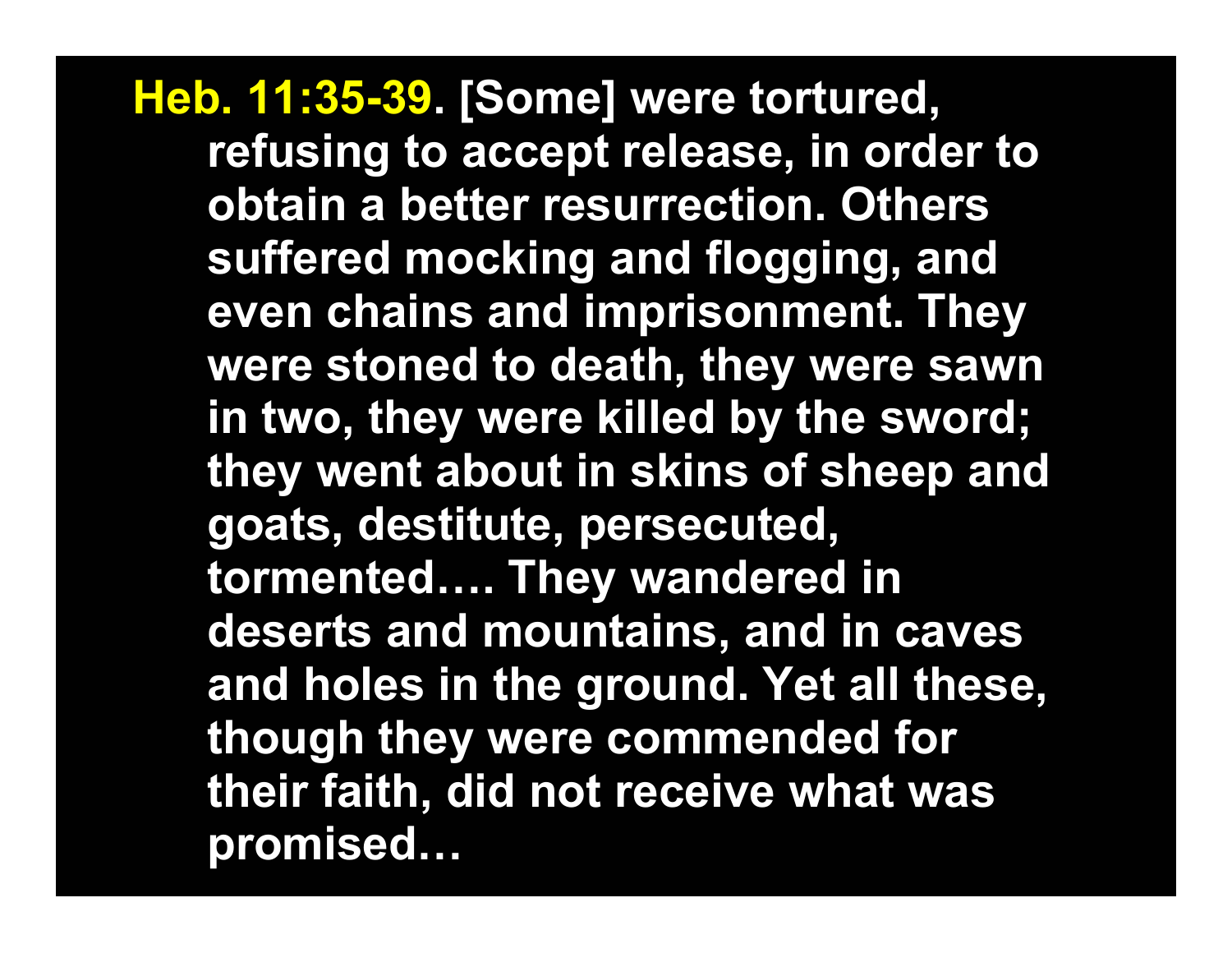**Heb. 11:35-39. [Some] were tortured, refusing to accept release, in order to obtain a better resurrection. Others suffered mocking and flogging, and even chains and imprisonment. They were stoned to death, they were sawn in two, they were killed by the sword; they went about in skins of sheep and goats, destitute, persecuted, tormented…. They wandered in deserts and mountains, and in caves and holes in the ground. Yet all these, though they were commended for their faith, did not receive what was promised…**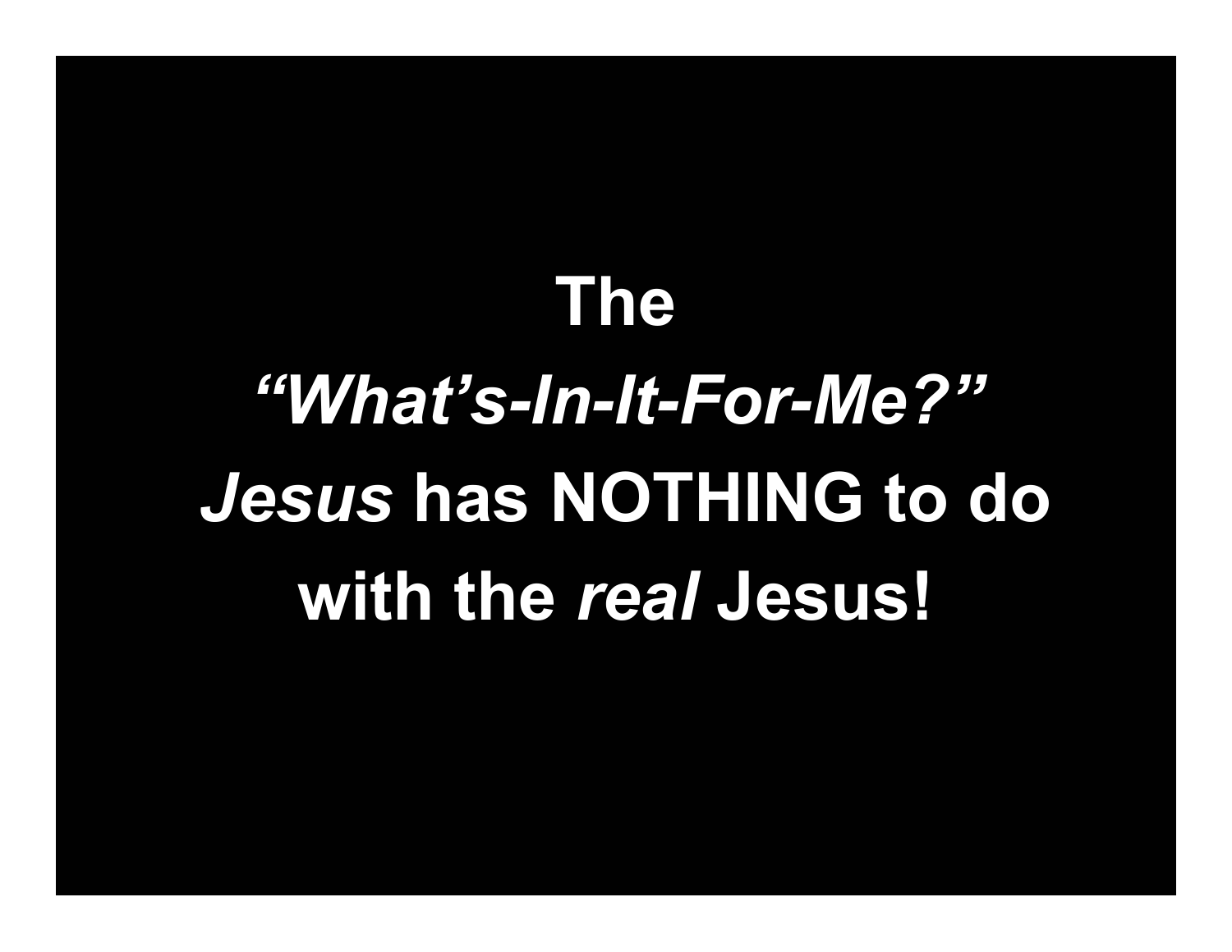**The**

***"What's-In-It-For-Me?"***

***Jesus* has NOTHING to do**

**with the *real* Jesus!**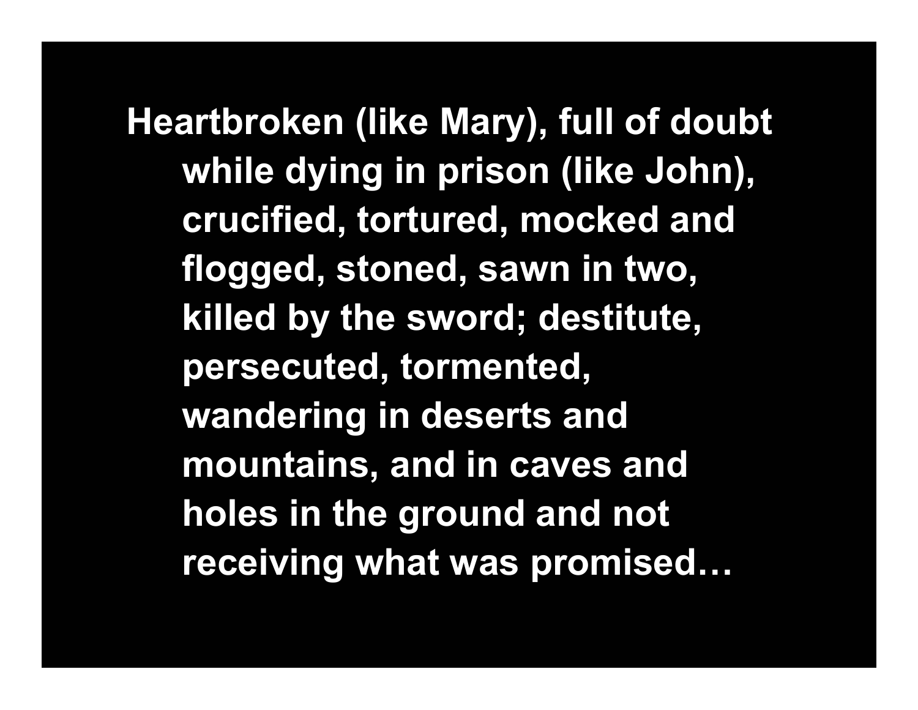**Heartbroken (like Mary), full of doubt while dying in prison (like John), crucified, tortured, mocked and flogged, stoned, sawn in two, killed by the sword; destitute, persecuted, tormented, wandering in deserts and mountains, and in caves and holes in the ground and not receiving what was promised…**